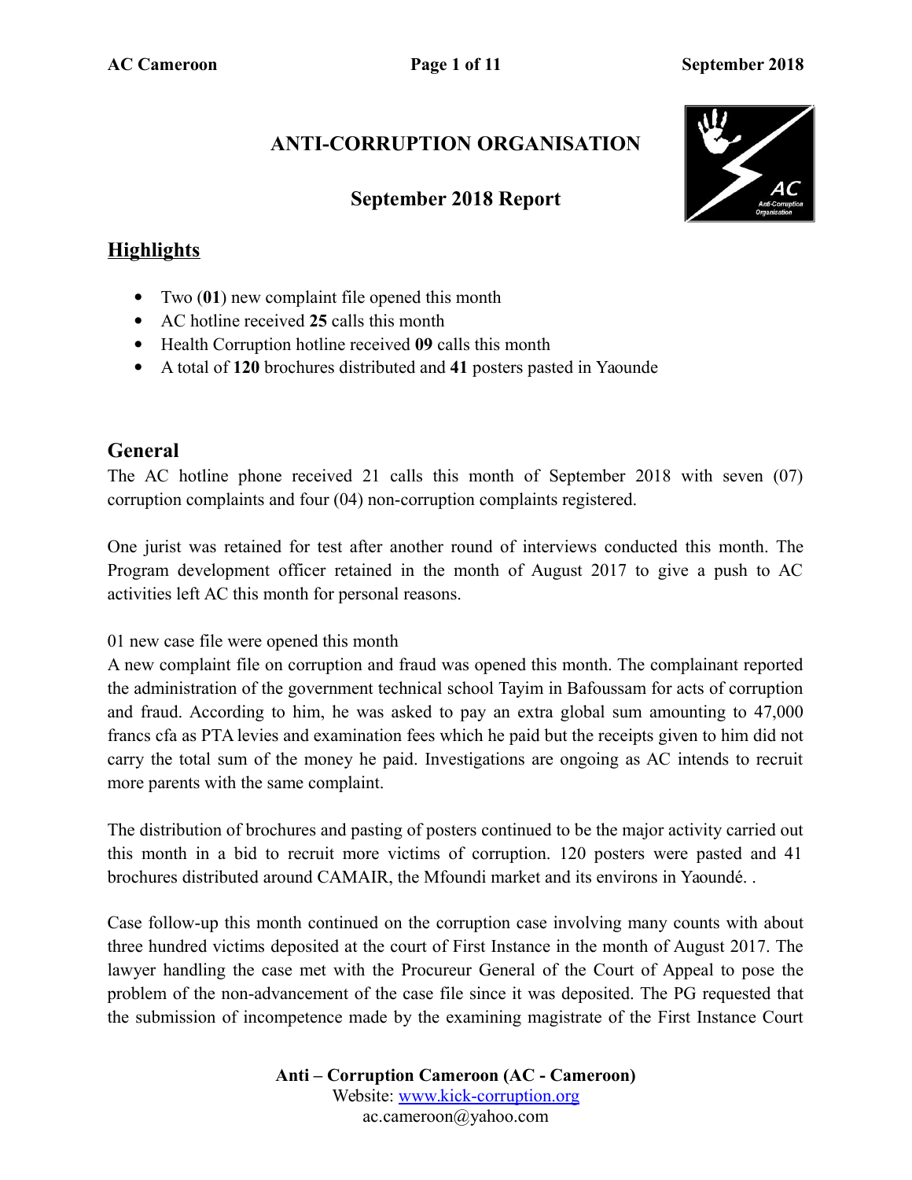# ANTI-CORRUPTION ORGANISATION

## September 2018 Report

## Highlights

- Two (**01**) new complaint file opened this month
- AC hotline received **25** calls this month
- Health Corruption hotline received **09** calls this month
- A total of **120** brochures distributed and **41** posters pasted in Yaounde

## General

The AC hotline phone received 21 calls this month of September 2018 with seven (07) corruption complaints and four (04) non-corruption complaints registered.

One jurist was retained for test after another round of interviews conducted this month. The Program development officer retained in the month of August 2017 to give a push to AC activities left AC this month for personal reasons.

01 new case file were opened this month
A new complaint file on corruption and fraud was opened this month. The complainant reported the administration of the government technical school Tayim in Bafoussam for acts of corruption and fraud. According to him, he was asked to pay an extra global sum amounting to 47,000 francs cfa as PTA levies and examination fees which he paid but the receipts given to him did not carry the total sum of the money he paid. Investigations are ongoing as AC intends to recruit more parents with the same complaint.

The distribution of brochures and pasting of posters continued to be the major activity carried out this month in a bid to recruit more victims of corruption. 120 posters were pasted and 41 brochures distributed around CAMAIR, the Mfoundi market and its environs in Yaoundé. .

Case follow-up this month continued on the corruption case involving many counts with about three hundred victims deposited at the court of First Instance in the month of August 2017. The lawyer handling the case met with the Procureur General of the Court of Appeal to pose the problem of the non-advancement of the case file since it was deposited. The PG requested that the submission of incompetence made by the examining magistrate of the First Instance Court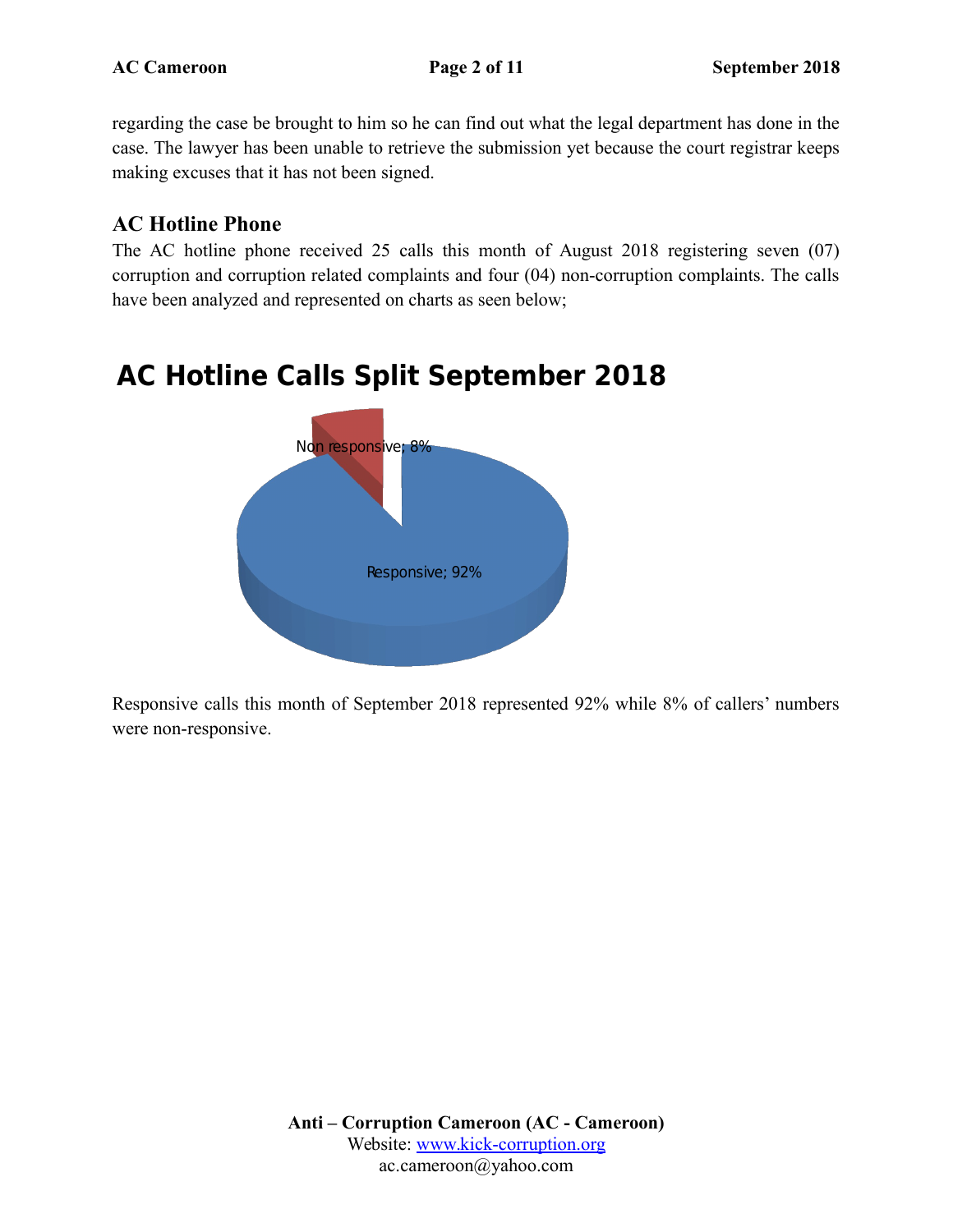regarding the case be brought to him so he can find out what the legal department has done in the case. The lawyer has been unable to retrieve the submission yet because the court registrar keeps making excuses that it has not been signed.

## AC Hotline Phone

The AC hotline phone received 25 calls this month of August 2018 registering seven (07) corruption and corruption related complaints and four (04) non-corruption complaints. The calls have been analyzed and represented on charts as seen below;

**AC Hotline Calls Split September 2018**

Non responsive; 8%

Responsive; 92%

Responsive calls this month of September 2018 represented 92% while 8% of callers' numbers were non-responsive.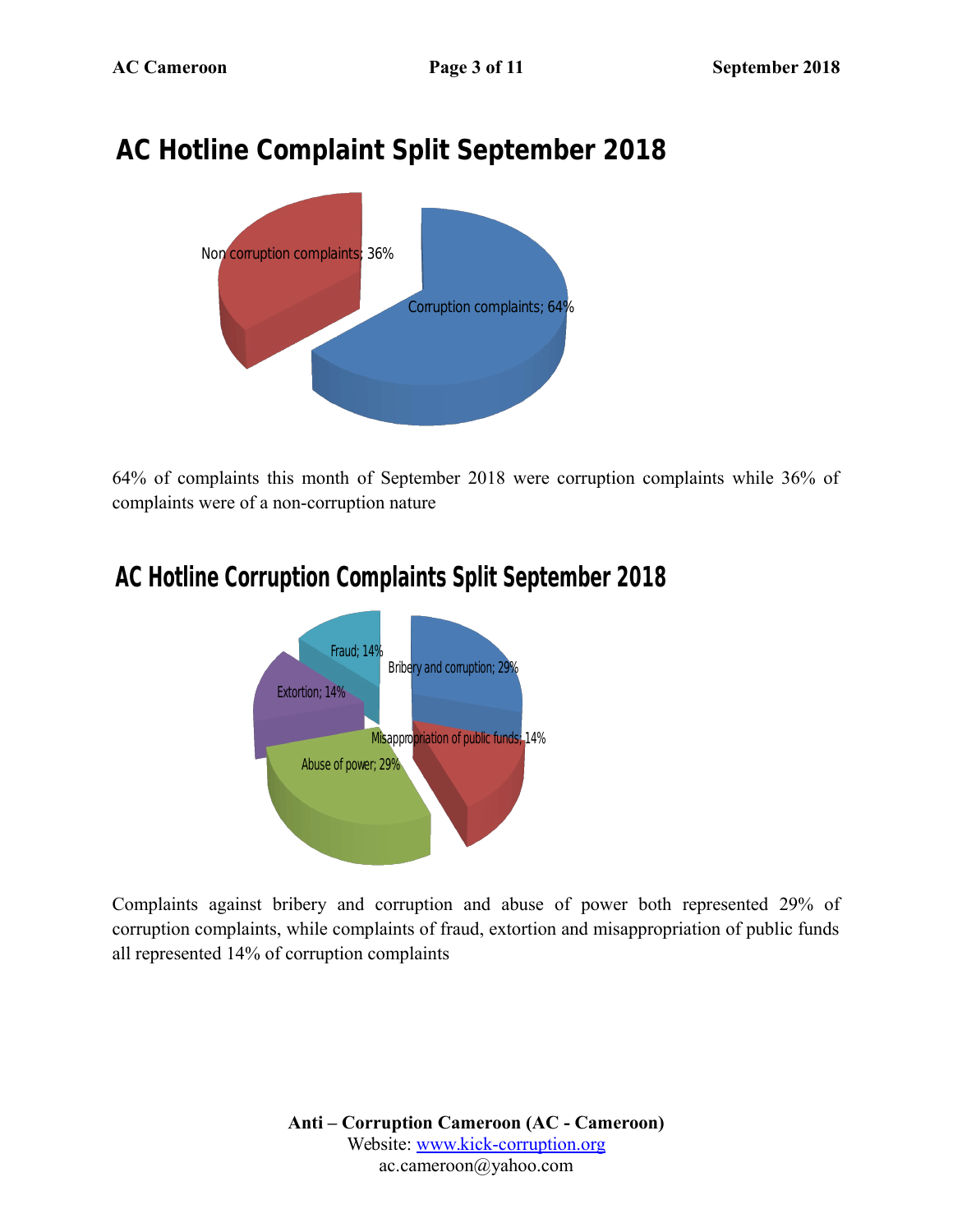## AC Hotline Complaint Split September 2018

Non corruption complaints; 36%

Corruption complaints; 64%

64% of complaints this month of September 2018 were corruption complaints while 36% of complaints were of a non-corruption nature

## AC Hotline Corruption Complaints Split September 2018

Fraud; 14%

Bribery and corruption; 29%

Extortion; 14%

Misappropriation of public funds; 14%

Abuse of power; 29%

Complaints against bribery and corruption and abuse of power both represented 29% of corruption complaints, while complaints of fraud, extortion and misappropriation of public funds all represented 14% of corruption complaints

**Anti – Corruption Cameroon (AC - Cameroon)**
Website: www.kick-corruption.org
ac.cameroon@yahoo.com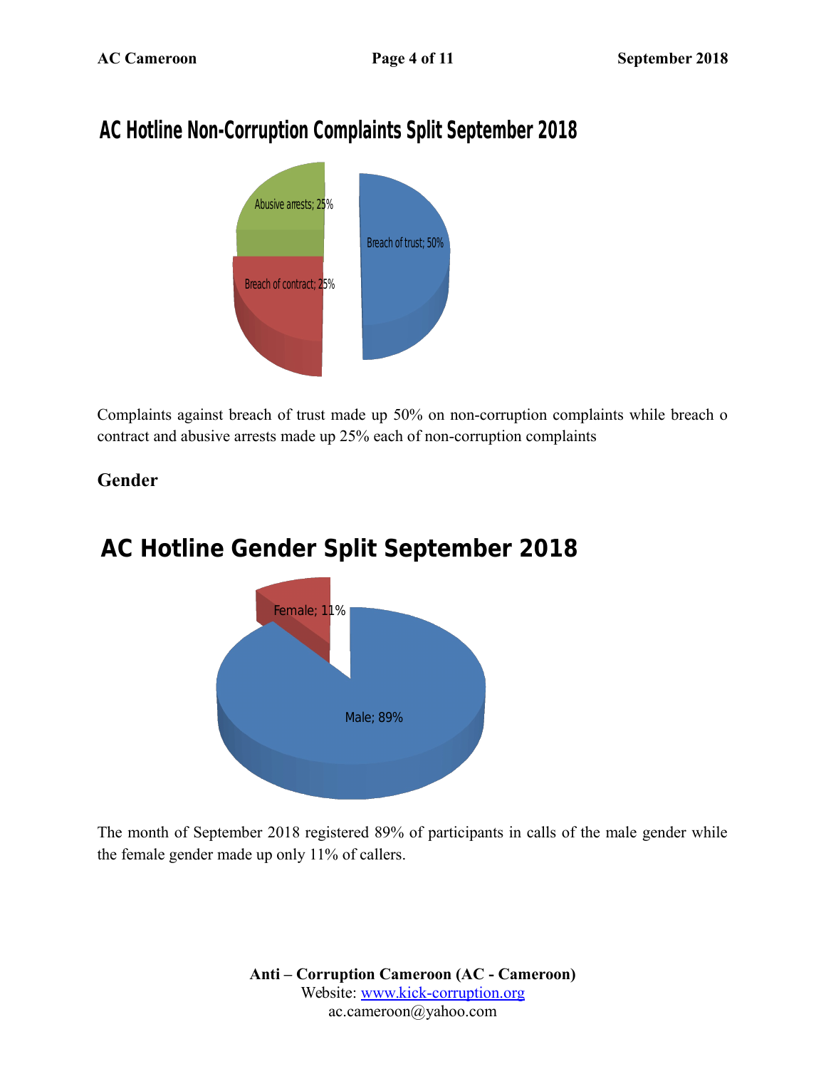## AC Hotline Non-Corruption Complaints Split September 2018

Abusive arrests; 25%

Breach of trust; 50%

Breach of contract; 25%

Complaints against breach of trust made up 50% on non-corruption complaints while breach o contract and abusive arrests made up 25% each of non-corruption complaints

**Gender**

## AC Hotline Gender Split September 2018

Female; 11%

Male; 89%

The month of September 2018 registered 89% of participants in calls of the male gender while the female gender made up only 11% of callers.

**Anti – Corruption Cameroon (AC - Cameroon)**
Website: www.kick-corruption.org
ac.cameroon@yahoo.com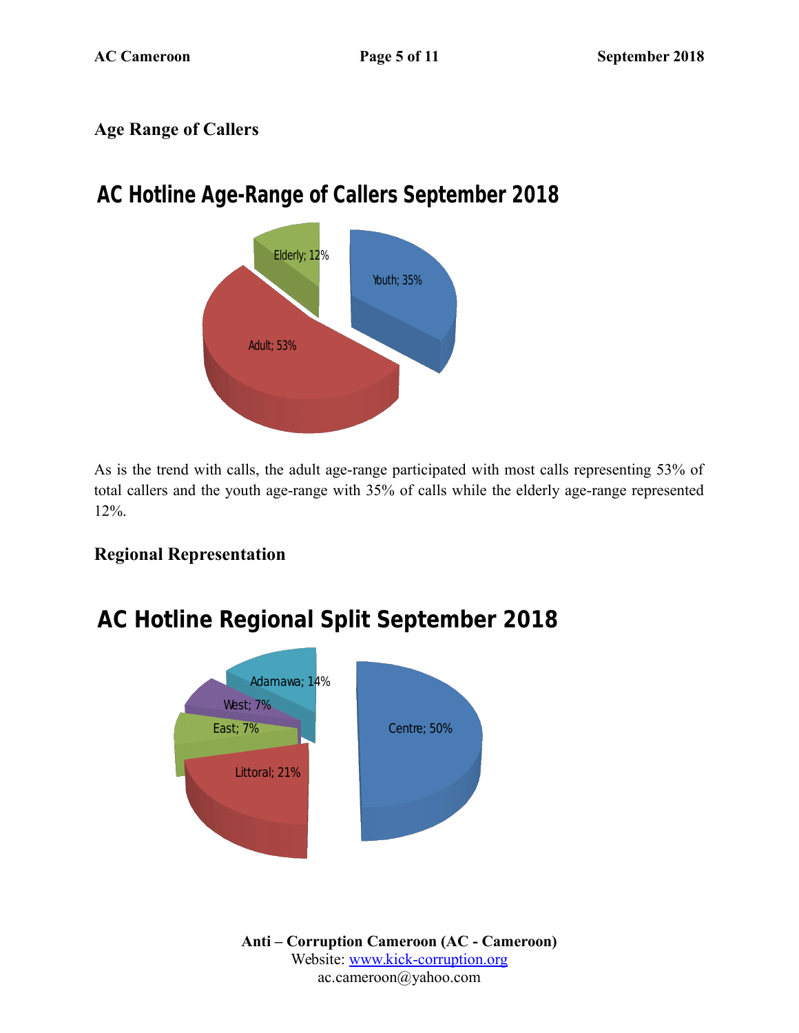## Age Range of Callers

**AC Hotline Age-Range of Callers September 2018**

Elderly; 12%

Youth; 35%

Adult; 53%

As is the trend with calls, the adult age-range participated with most calls representing 53% of total callers and the youth age-range with 35% of calls while the elderly age-range represented 12%.

## Regional Representation

**AC Hotline Regional Split September 2018**

Adamawa; 14%

West; 7%

East; 7%

Centre; 50%

Littoral; 21%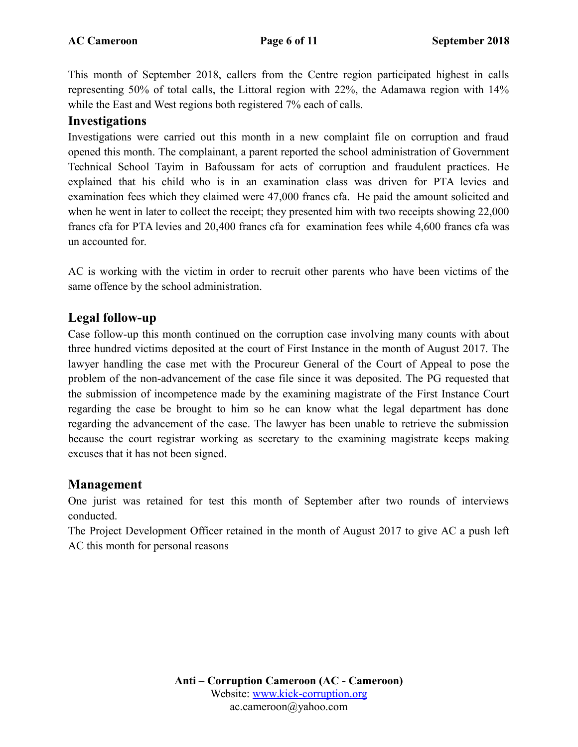This month of September 2018, callers from the Centre region participated highest in calls representing 50% of total calls, the Littoral region with 22%, the Adamawa region with 14% while the East and West regions both registered 7% each of calls.

## Investigations

Investigations were carried out this month in a new complaint file on corruption and fraud opened this month. The complainant, a parent reported the school administration of Government Technical School Tayim in Bafoussam for acts of corruption and fraudulent practices. He explained that his child who is in an examination class was driven for PTA levies and examination fees which they claimed were 47,000 francs cfa. He paid the amount solicited and when he went in later to collect the receipt; they presented him with two receipts showing 22,000 francs cfa for PTA levies and 20,400 francs cfa for examination fees while 4,600 francs cfa was un accounted for.

AC is working with the victim in order to recruit other parents who have been victims of the same offence by the school administration.

## Legal follow-up

Case follow-up this month continued on the corruption case involving many counts with about three hundred victims deposited at the court of First Instance in the month of August 2017. The lawyer handling the case met with the Procureur General of the Court of Appeal to pose the problem of the non-advancement of the case file since it was deposited. The PG requested that the submission of incompetence made by the examining magistrate of the First Instance Court regarding the case be brought to him so he can know what the legal department has done regarding the advancement of the case. The lawyer has been unable to retrieve the submission because the court registrar working as secretary to the examining magistrate keeps making excuses that it has not been signed.

## Management

One jurist was retained for test this month of September after two rounds of interviews conducted.

The Project Development Officer retained in the month of August 2017 to give AC a push left AC this month for personal reasons

**Anti – Corruption Cameroon (AC - Cameroon)**
Website: www.kick-corruption.org
ac.cameroon@yahoo.com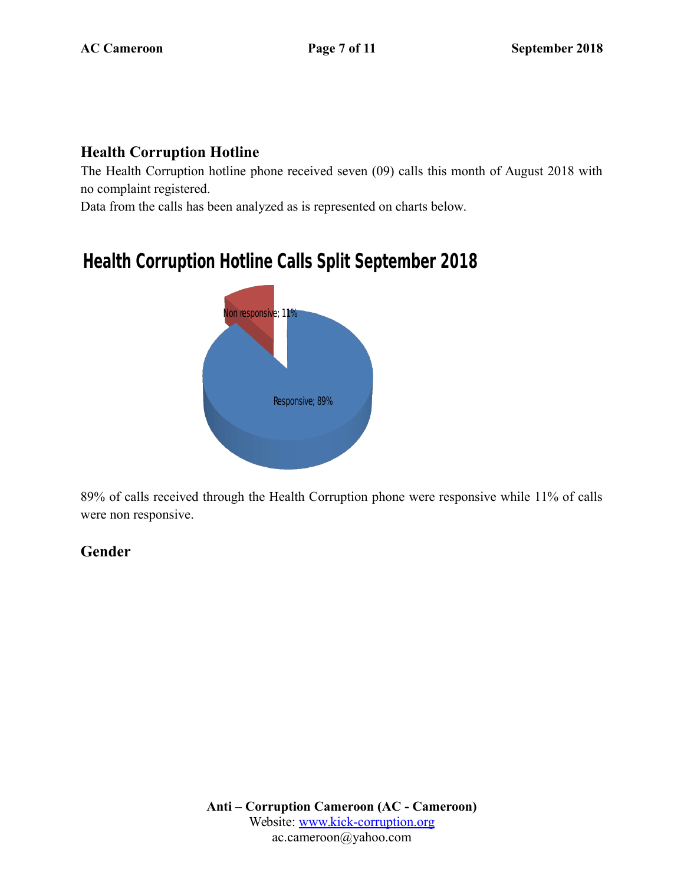## Health Corruption Hotline

The Health Corruption hotline phone received seven (09) calls this month of August 2018 with no complaint registered.

Data from the calls has been analyzed as is represented on charts below.

**Health Corruption Hotline Calls Split September 2018**

Non responsive; 11%

Responsive; 89%

89% of calls received through the Health Corruption phone were responsive while 11% of calls were non responsive.

## Gender

**Anti – Corruption Cameroon (AC - Cameroon)**
Website: www.kick-corruption.org
ac.cameroon@yahoo.com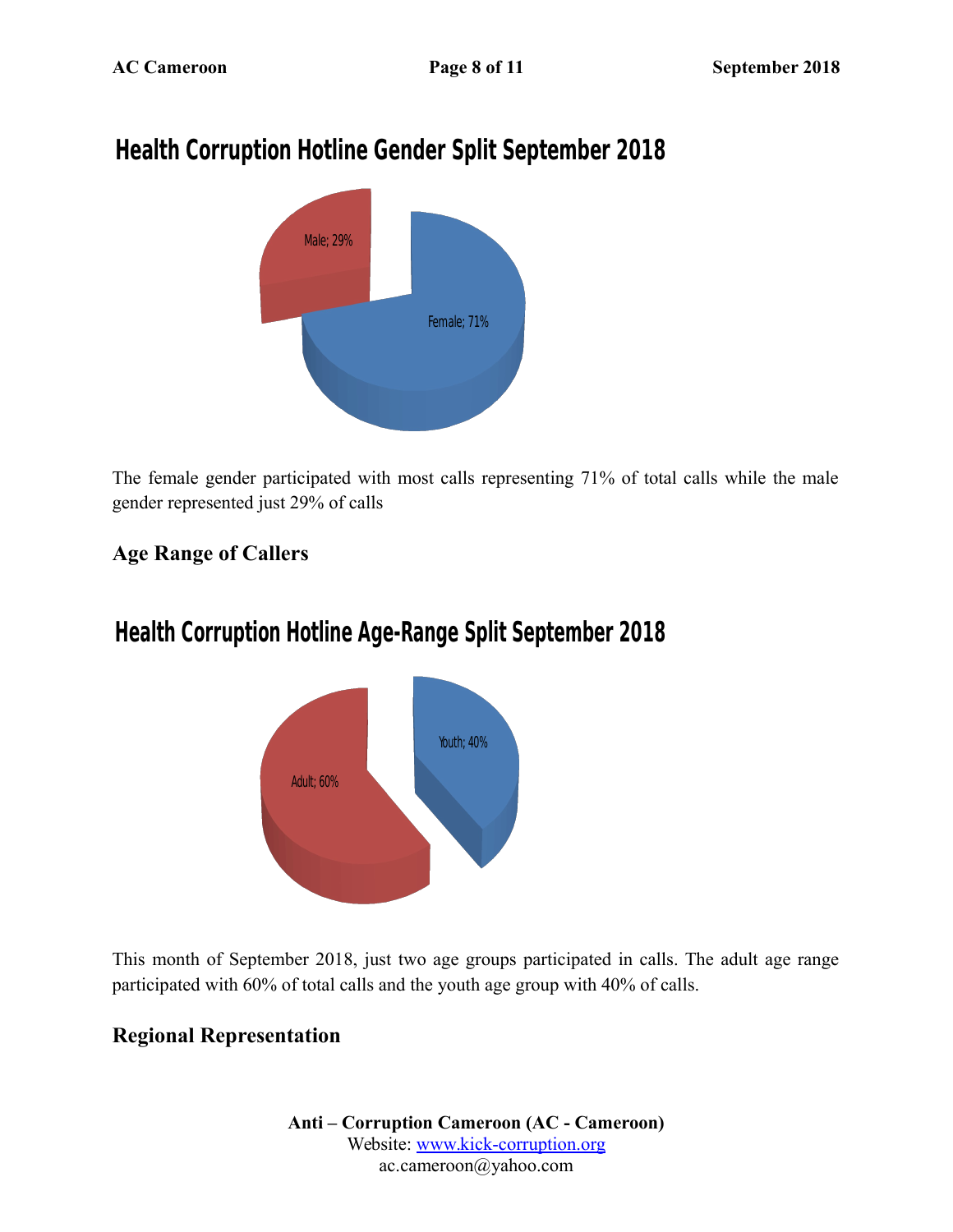## Health Corruption Hotline Gender Split September 2018

Male; 29%

Female; 71%

The female gender participated with most calls representing 71% of total calls while the male gender represented just 29% of calls

### Age Range of Callers

## Health Corruption Hotline Age-Range Split September 2018

Youth; 40%

Adult; 60%

This month of September 2018, just two age groups participated in calls. The adult age range participated with 60% of total calls and the youth age group with 40% of calls.

### Regional Representation

**Anti – Corruption Cameroon (AC - Cameroon)**
Website: www.kick-corruption.org
ac.cameroon@yahoo.com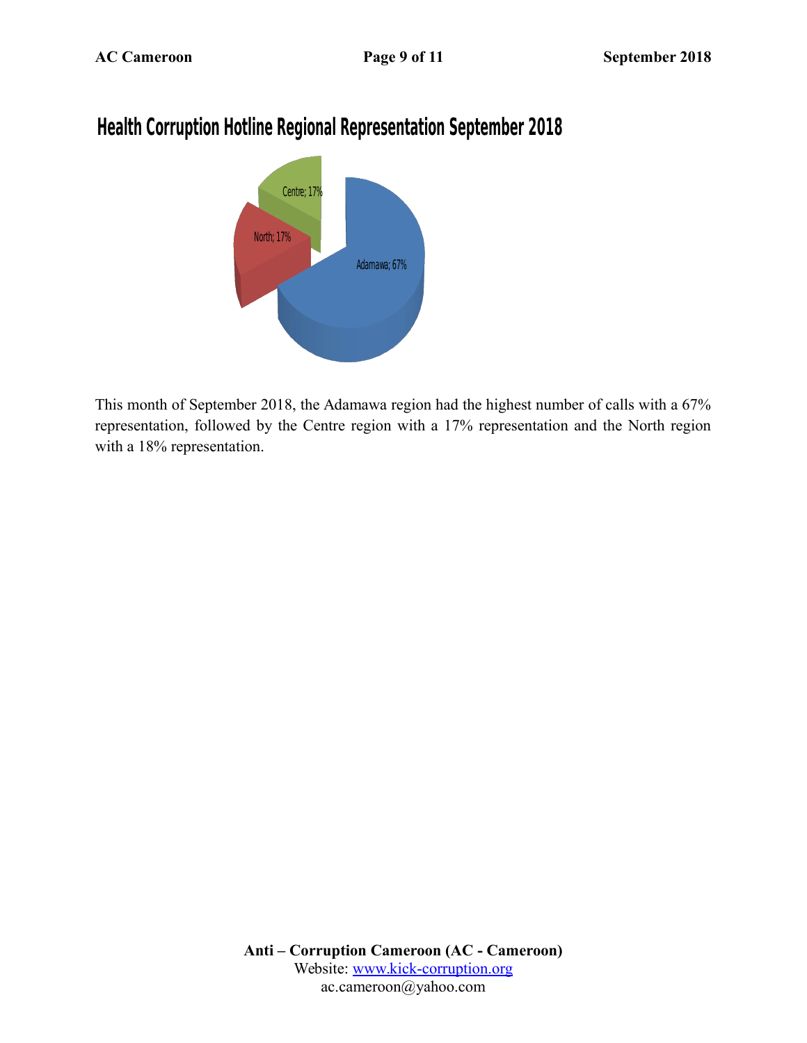## Health Corruption Hotline Regional Representation September 2018

Centre; 17%

North; 17%

Adamawa; 67%

This month of September 2018, the Adamawa region had the highest number of calls with a 67% representation, followed by the Centre region with a 17% representation and the North region with a 18% representation.

**Anti – Corruption Cameroon (AC - Cameroon)**
Website: [www.kick-corruption.org](http://www.kick-corruption.org)
ac.cameroon@yahoo.com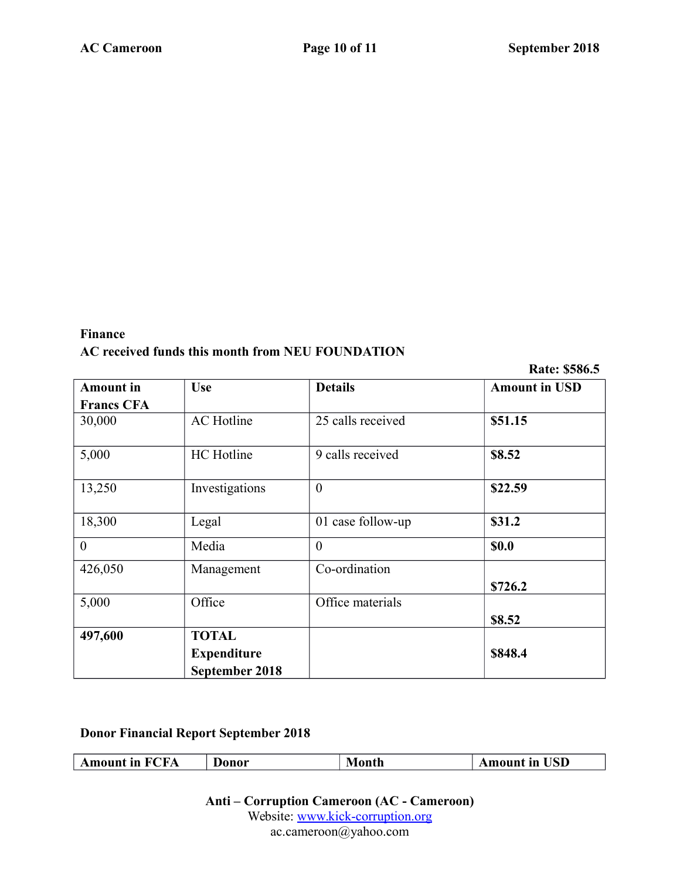**Finance**

**AC received funds this month from NEU FOUNDATION**

**Rate: $586.5**

| Amount in Francs CFA | Use | Details | Amount in USD |
|---|---|---|---|
| 30,000 | AC Hotline | 25 calls received | **$51.15** |
| 5,000 | HC Hotline | 9 calls received | **$8.52** |
| 13,250 | Investigations | 0 | **$22.59** |
| 18,300 | Legal | 01 case follow-up | **$31.2** |
| 0 | Media | 0 | **$0.0** |
| 426,050 | Management | Co-ordination | **$726.2** |
| 5,000 | Office | Office materials | **$8.52** |
| **497,600** | **TOTAL Expenditure September 2018** | | **$848.4** |

**Donor Financial Report September 2018**

| Amount in FCFA | Donor | Month | Amount in USD |
|---|---|---|---|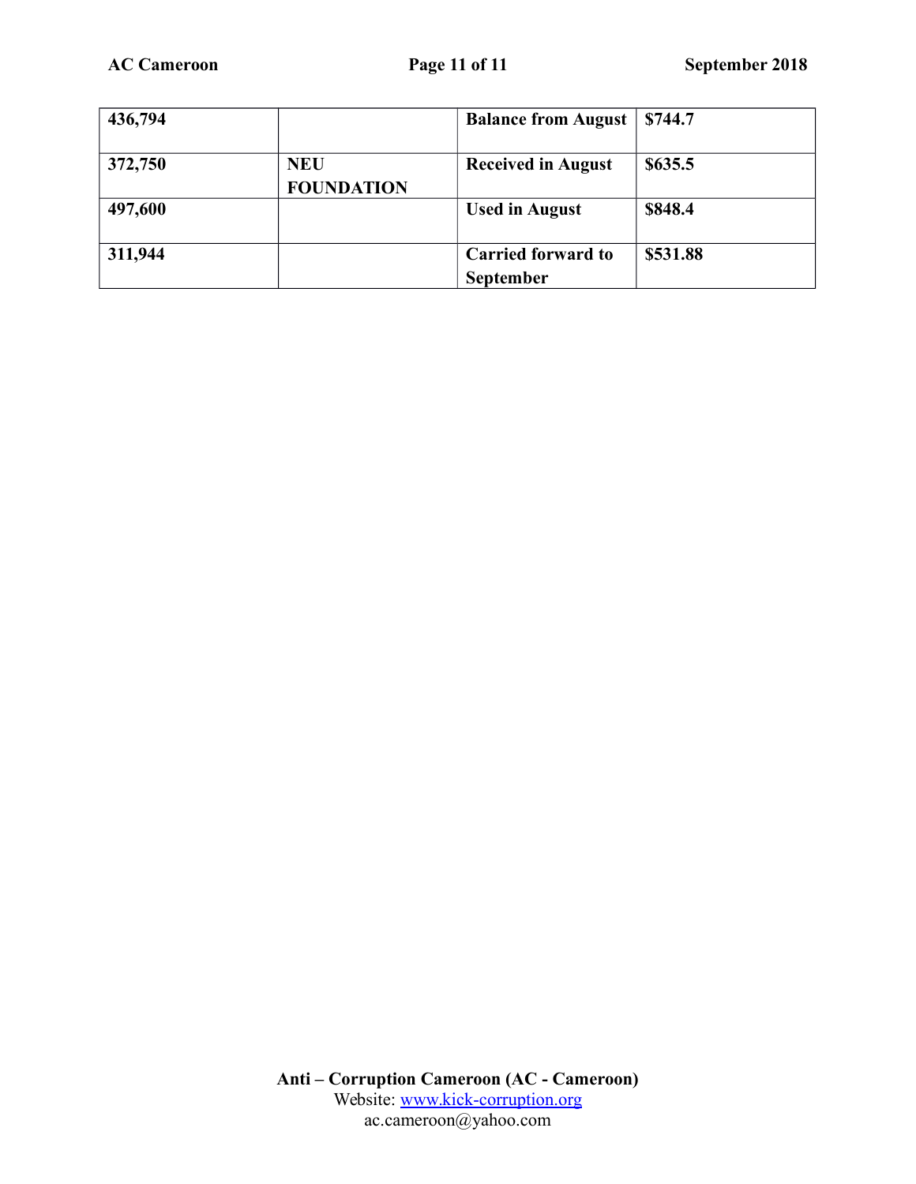| | | | |
|---|---|---|---|
| **436,794** | | **Balance from August** | **$744.7** |
| **372,750** | **NEU FOUNDATION** | **Received in August** | **$635.5** |
| **497,600** | | **Used in August** | **$848.4** |
| **311,944** | | **Carried forward to September** | **$531.88** |

**Anti – Corruption Cameroon (AC - Cameroon)**
Website: www.kick-corruption.org
ac.cameroon@yahoo.com